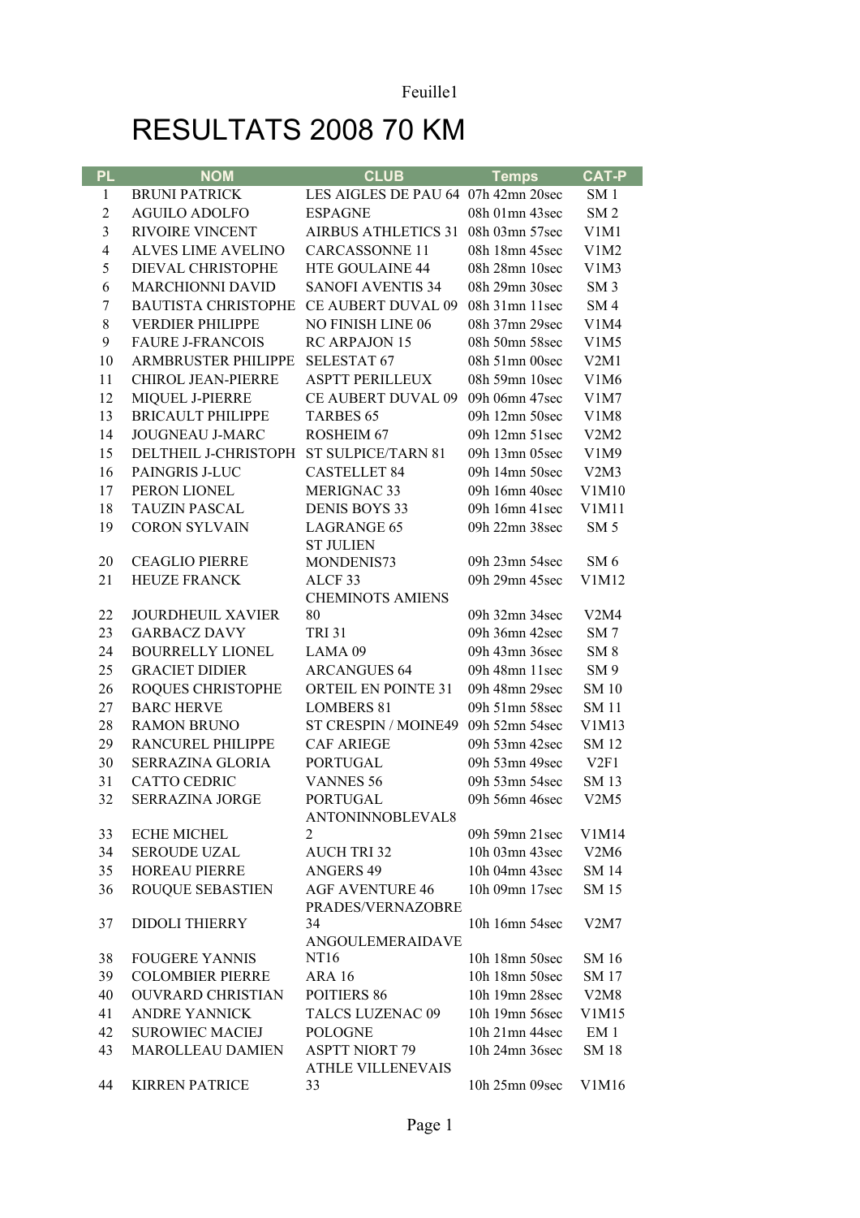# RESULTATS 2008 70 KM

| PL | NOM | CLUB | Temps | CAT-P |
|---|---|---|---|---|
| 1 | BRUNI PATRICK | LES AIGLES DE PAU 64 | 07h 42mn 20sec | SM 1 |
| 2 | AGUILO ADOLFO | ESPAGNE | 08h 01mn 43sec | SM 2 |
| 3 | RIVOIRE VINCENT | AIRBUS ATHLETICS 31 | 08h 03mn 57sec | V1M1 |
| 4 | ALVES LIME AVELINO | CARCASSONNE 11 | 08h 18mn 45sec | V1M2 |
| 5 | DIEVAL CHRISTOPHE | HTE GOULAINE 44 | 08h 28mn 10sec | V1M3 |
| 6 | MARCHIONNI DAVID | SANOFI AVENTIS 34 | 08h 29mn 30sec | SM 3 |
| 7 | BAUTISTA CHRISTOPHE | CE AUBERT DUVAL 09 | 08h 31mn 11sec | SM 4 |
| 8 | VERDIER PHILIPPE | NO FINISH LINE 06 | 08h 37mn 29sec | V1M4 |
| 9 | FAURE J-FRANCOIS | RC ARPAJON 15 | 08h 50mn 58sec | V1M5 |
| 10 | ARMBRUSTER PHILIPPE | SELESTAT 67 | 08h 51mn 00sec | V2M1 |
| 11 | CHIROL JEAN-PIERRE | ASPTT PERILLEUX | 08h 59mn 10sec | V1M6 |
| 12 | MIQUEL J-PIERRE | CE AUBERT DUVAL 09 | 09h 06mn 47sec | V1M7 |
| 13 | BRICAULT PHILIPPE | TARBES 65 | 09h 12mn 50sec | V1M8 |
| 14 | JOUGNEAU J-MARC | ROSHEIM 67 | 09h 12mn 51sec | V2M2 |
| 15 | DELTHEIL J-CHRISTOPH | ST SULPICE/TARN 81 | 09h 13mn 05sec | V1M9 |
| 16 | PAINGRIS J-LUC | CASTELLET 84 | 09h 14mn 50sec | V2M3 |
| 17 | PERON LIONEL | MERIGNAC 33 | 09h 16mn 40sec | V1M10 |
| 18 | TAUZIN PASCAL | DENIS BOYS 33 | 09h 16mn 41sec | V1M11 |
| 19 | CORON SYLVAIN | LAGRANGE 65 | 09h 22mn 38sec | SM 5 |
| 20 | CEAGLIO PIERRE | ST JULIEN MONDENIS73 | 09h 23mn 54sec | SM 6 |
| 21 | HEUZE FRANCK | ALCF 33 | 09h 29mn 45sec | V1M12 |
| 22 | JOURDHEUIL XAVIER | CHEMINOTS AMIENS 80 | 09h 32mn 34sec | V2M4 |
| 23 | GARBACZ DAVY | TRI 31 | 09h 36mn 42sec | SM 7 |
| 24 | BOURRELLY LIONEL | LAMA 09 | 09h 43mn 36sec | SM 8 |
| 25 | GRACIET DIDIER | ARCANGUES 64 | 09h 48mn 11sec | SM 9 |
| 26 | ROQUES CHRISTOPHE | ORTEIL EN POINTE 31 | 09h 48mn 29sec | SM 10 |
| 27 | BARC HERVE | LOMBERS 81 | 09h 51mn 58sec | SM 11 |
| 28 | RAMON BRUNO | ST CRESPIN / MOINE49 | 09h 52mn 54sec | V1M13 |
| 29 | RANCUREL PHILIPPE | CAF ARIEGE | 09h 53mn 42sec | SM 12 |
| 30 | SERRAZINA GLORIA | PORTUGAL | 09h 53mn 49sec | V2F1 |
| 31 | CATTO CEDRIC | VANNES 56 | 09h 53mn 54sec | SM 13 |
| 32 | SERRAZINA JORGE | PORTUGAL | 09h 56mn 46sec | V2M5 |
| 33 | ECHE MICHEL | ANTONINNOBLEVAL82 | 09h 59mn 21sec | V1M14 |
| 34 | SEROUDE UZAL | AUCH TRI 32 | 10h 03mn 43sec | V2M6 |
| 35 | HOREAU PIERRE | ANGERS 49 | 10h 04mn 43sec | SM 14 |
| 36 | ROUQUE SEBASTIEN | AGF AVENTURE 46 | 10h 09mn 17sec | SM 15 |
| 37 | DIDOLI THIERRY | PRADES/VERNAZOBRE 34 | 10h 16mn 54sec | V2M7 |
| 38 | FOUGERE YANNIS | ANGOULEMERAIDAVENT16 | 10h 18mn 50sec | SM 16 |
| 39 | COLOMBIER PIERRE | ARA 16 | 10h 18mn 50sec | SM 17 |
| 40 | OUVRARD CHRISTIAN | POITIERS 86 | 10h 19mn 28sec | V2M8 |
| 41 | ANDRE YANNICK | TALCS LUZENAC 09 | 10h 19mn 56sec | V1M15 |
| 42 | SUROWIEC MACIEJ | POLOGNE | 10h 21mn 44sec | EM 1 |
| 43 | MAROLLEAU DAMIEN | ASPTT NIORT 79 | 10h 24mn 36sec | SM 18 |
| 44 | KIRREN PATRICE | ATHLE VILLENEVAIS 33 | 10h 25mn 09sec | V1M16 |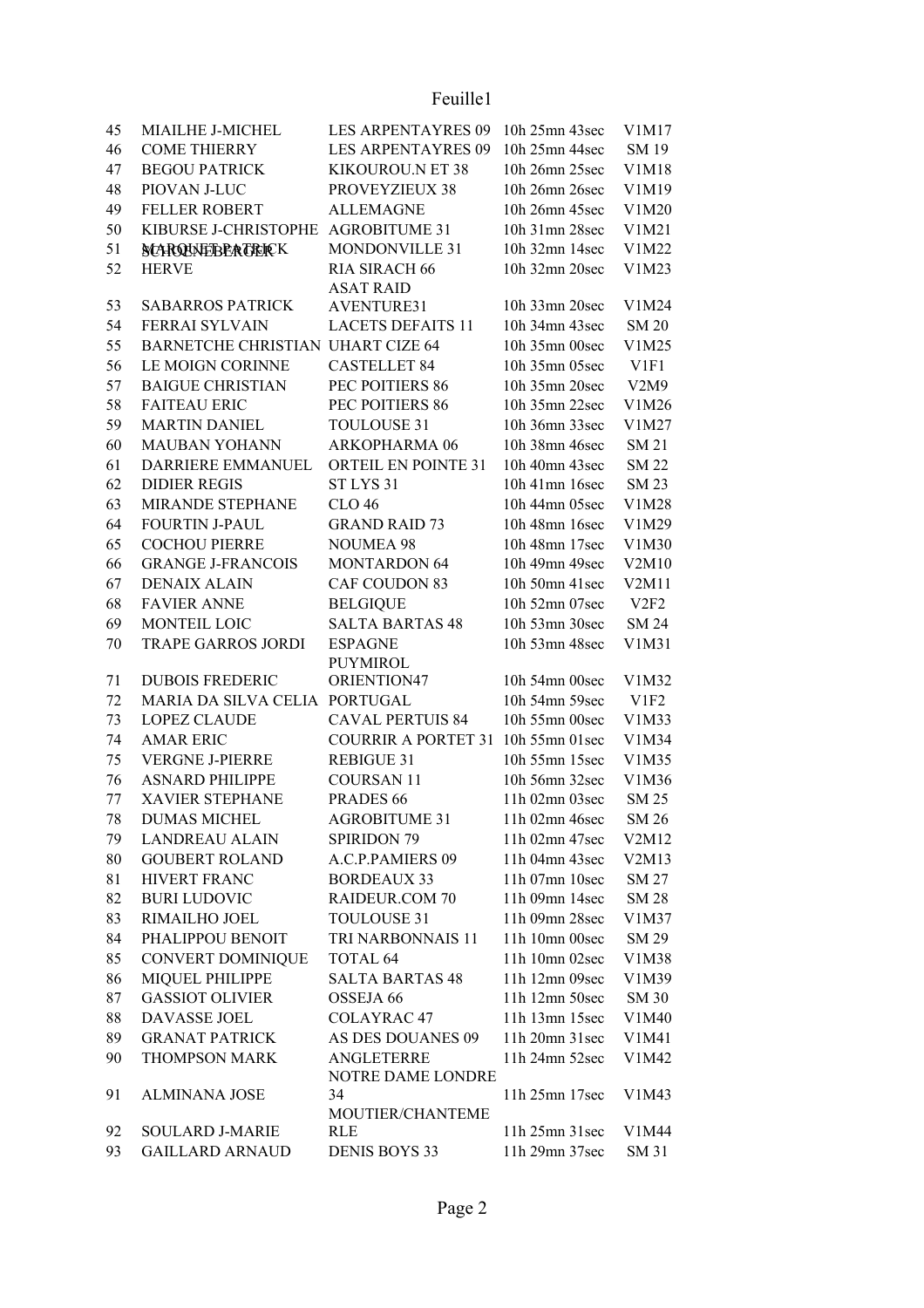| | | | | |
|---|---|---|---|---|
| 45 | MIAILHE J-MICHEL | LES ARPENTAYRES 09 | 10h 25mn 43sec | V1M17 |
| 46 | COME THIERRY | LES ARPENTAYRES 09 | 10h 25mn 44sec | SM 19 |
| 47 | BEGOU PATRICK | KIKOUROU.N ET 38 | 10h 26mn 25sec | V1M18 |
| 48 | PIOVAN J-LUC | PROVEYZIEUX 38 | 10h 26mn 26sec | V1M19 |
| 49 | FELLER ROBERT | ALLEMAGNE | 10h 26mn 45sec | V1M20 |
| 50 | KIBURSE J-CHRISTOPHE | AGROBITUME 31 | 10h 31mn 28sec | V1M21 |
| 51 | MARQUET PATRICK SCHOENEBERGER | MONDONVILLE 31 | 10h 32mn 14sec | V1M22 |
| 52 | HERVE | RIA SIRACH 66 | 10h 32mn 20sec | V1M23 |
| 53 | SABARROS PATRICK | ASAT RAID AVENTURE31 | 10h 33mn 20sec | V1M24 |
| 54 | FERRAI SYLVAIN | LACETS DEFAITS 11 | 10h 34mn 43sec | SM 20 |
| 55 | BARNETCHE CHRISTIAN | UHART CIZE 64 | 10h 35mn 00sec | V1M25 |
| 56 | LE MOIGN CORINNE | CASTELLET 84 | 10h 35mn 05sec | V1F1 |
| 57 | BAIGUE CHRISTIAN | PEC POITIERS 86 | 10h 35mn 20sec | V2M9 |
| 58 | FAITEAU ERIC | PEC POITIERS 86 | 10h 35mn 22sec | V1M26 |
| 59 | MARTIN DANIEL | TOULOUSE 31 | 10h 36mn 33sec | V1M27 |
| 60 | MAUBAN YOHANN | ARKOPHARMA 06 | 10h 38mn 46sec | SM 21 |
| 61 | DARRIERE EMMANUEL | ORTEIL EN POINTE 31 | 10h 40mn 43sec | SM 22 |
| 62 | DIDIER REGIS | ST LYS 31 | 10h 41mn 16sec | SM 23 |
| 63 | MIRANDE STEPHANE | CLO 46 | 10h 44mn 05sec | V1M28 |
| 64 | FOURTIN J-PAUL | GRAND RAID 73 | 10h 48mn 16sec | V1M29 |
| 65 | COCHOU PIERRE | NOUMEA 98 | 10h 48mn 17sec | V1M30 |
| 66 | GRANGE J-FRANCOIS | MONTARDON 64 | 10h 49mn 49sec | V2M10 |
| 67 | DENAIX ALAIN | CAF COUDON 83 | 10h 50mn 41sec | V2M11 |
| 68 | FAVIER ANNE | BELGIQUE | 10h 52mn 07sec | V2F2 |
| 69 | MONTEIL LOIC | SALTA BARTAS 48 | 10h 53mn 30sec | SM 24 |
| 70 | TRAPE GARROS JORDI | ESPAGNE | 10h 53mn 48sec | V1M31 |
| 71 | DUBOIS FREDERIC | PUYMIROL ORIENTION47 | 10h 54mn 00sec | V1M32 |
| 72 | MARIA DA SILVA CELIA | PORTUGAL | 10h 54mn 59sec | V1F2 |
| 73 | LOPEZ CLAUDE | CAVAL PERTUIS 84 | 10h 55mn 00sec | V1M33 |
| 74 | AMAR ERIC | COURRIR A PORTET 31 | 10h 55mn 01sec | V1M34 |
| 75 | VERGNE J-PIERRE | REBIGUE 31 | 10h 55mn 15sec | V1M35 |
| 76 | ASNARD PHILIPPE | COURSAN 11 | 10h 56mn 32sec | V1M36 |
| 77 | XAVIER STEPHANE | PRADES 66 | 11h 02mn 03sec | SM 25 |
| 78 | DUMAS MICHEL | AGROBITUME 31 | 11h 02mn 46sec | SM 26 |
| 79 | LANDREAU ALAIN | SPIRIDON 79 | 11h 02mn 47sec | V2M12 |
| 80 | GOUBERT ROLAND | A.C.P.PAMIERS 09 | 11h 04mn 43sec | V2M13 |
| 81 | HIVERT FRANC | BORDEAUX 33 | 11h 07mn 10sec | SM 27 |
| 82 | BURI LUDOVIC | RAIDEUR.COM 70 | 11h 09mn 14sec | SM 28 |
| 83 | RIMAILHO JOEL | TOULOUSE 31 | 11h 09mn 28sec | V1M37 |
| 84 | PHALIPPOU BENOIT | TRI NARBONNAIS 11 | 11h 10mn 00sec | SM 29 |
| 85 | CONVERT DOMINIQUE | TOTAL 64 | 11h 10mn 02sec | V1M38 |
| 86 | MIQUEL PHILIPPE | SALTA BARTAS 48 | 11h 12mn 09sec | V1M39 |
| 87 | GASSIOT OLIVIER | OSSEJA 66 | 11h 12mn 50sec | SM 30 |
| 88 | DAVASSE JOEL | COLAYRAC 47 | 11h 13mn 15sec | V1M40 |
| 89 | GRANAT PATRICK | AS DES DOUANES 09 | 11h 20mn 31sec | V1M41 |
| 90 | THOMPSON MARK | ANGLETERRE | 11h 24mn 52sec | V1M42 |
| 91 | ALMINANA JOSE | NOTRE DAME LONDRE 34 | 11h 25mn 17sec | V1M43 |
| 92 | SOULARD J-MARIE | MOUTIER/CHANTEMERLE | 11h 25mn 31sec | V1M44 |
| 93 | GAILLARD ARNAUD | DENIS BOYS 33 | 11h 29mn 37sec | SM 31 |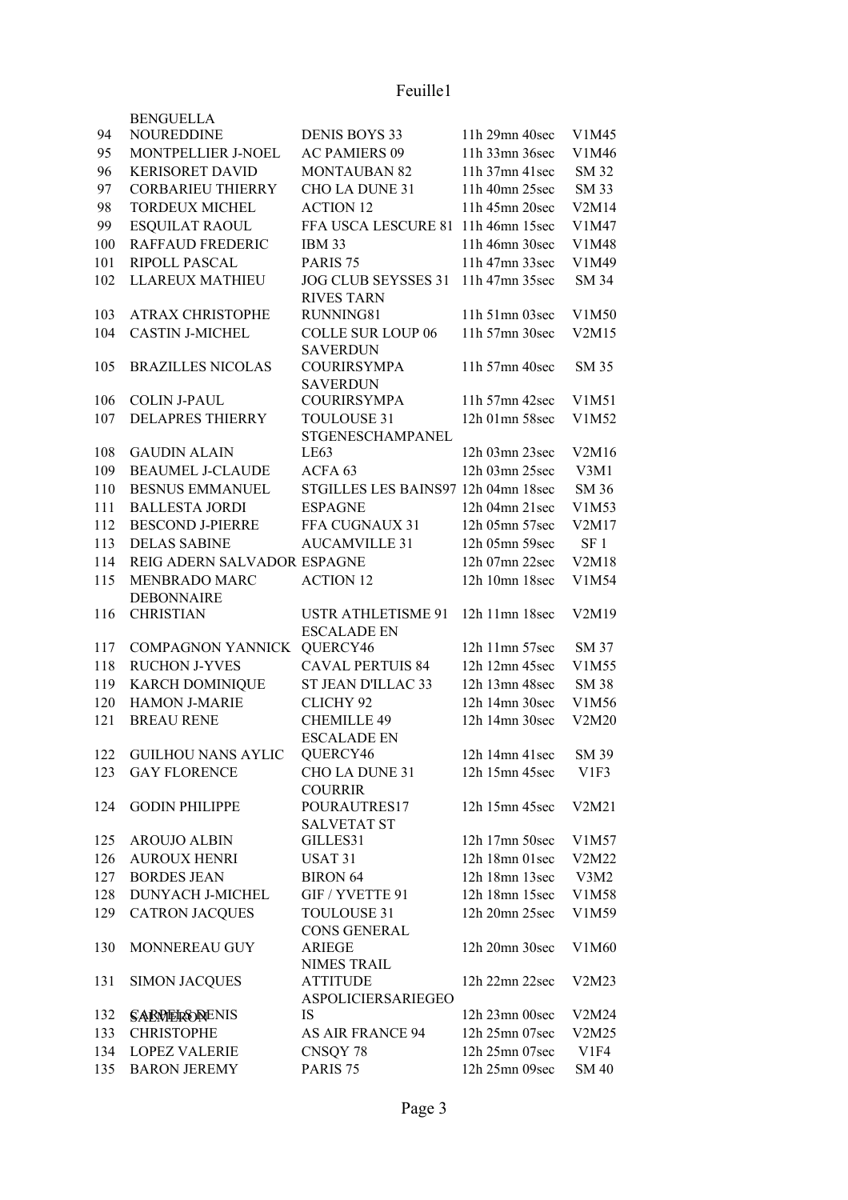| | | | | |
|---|---|---|---|---|
| 94 | BENGUELLA NOUREDDINE | DENIS BOYS 33 | 11h 29mn 40sec | V1M45 |
| 95 | MONTPELLIER J-NOEL | AC PAMIERS 09 | 11h 33mn 36sec | V1M46 |
| 96 | KERISORET DAVID | MONTAUBAN 82 | 11h 37mn 41sec | SM 32 |
| 97 | CORBARIEU THIERRY | CHO LA DUNE 31 | 11h 40mn 25sec | SM 33 |
| 98 | TORDEUX MICHEL | ACTION 12 | 11h 45mn 20sec | V2M14 |
| 99 | ESQUILAT RAOUL | FFA USCA LESCURE 81 | 11h 46mn 15sec | V1M47 |
| 100 | RAFFAUD FREDERIC | IBM 33 | 11h 46mn 30sec | V1M48 |
| 101 | RIPOLL PASCAL | PARIS 75 | 11h 47mn 33sec | V1M49 |
| 102 | LLAREUX MATHIEU | JOG CLUB SEYSSES 31 | 11h 47mn 35sec | SM 34 |
| 103 | ATRAX CHRISTOPHE | RIVES TARN RUNNING81 | 11h 51mn 03sec | V1M50 |
| 104 | CASTIN J-MICHEL | COLLE SUR LOUP 06 | 11h 57mn 30sec | V2M15 |
| 105 | BRAZILLES NICOLAS | SAVERDUN COURIRSYMPA | 11h 57mn 40sec | SM 35 |
| 106 | COLIN J-PAUL | SAVERDUN COURIRSYMPA | 11h 57mn 42sec | V1M51 |
| 107 | DELAPRES THIERRY | TOULOUSE 31 | 12h 01mn 58sec | V1M52 |
| 108 | GAUDIN ALAIN | STGENESCHAMPANEL LE63 | 12h 03mn 23sec | V2M16 |
| 109 | BEAUMEL J-CLAUDE | ACFA 63 | 12h 03mn 25sec | V3M1 |
| 110 | BESNUS EMMANUEL | STGILLES LES BAINS97 | 12h 04mn 18sec | SM 36 |
| 111 | BALLESTA JORDI | ESPAGNE | 12h 04mn 21sec | V1M53 |
| 112 | BESCOND J-PIERRE | FFA CUGNAUX 31 | 12h 05mn 57sec | V2M17 |
| 113 | DELAS SABINE | AUCAMVILLE 31 | 12h 05mn 59sec | SF 1 |
| 114 | REIG ADERN SALVADOR | ESPAGNE | 12h 07mn 22sec | V2M18 |
| 115 | MENBRADO MARC | ACTION 12 | 12h 10mn 18sec | V1M54 |
| 116 | DEBONNAIRE CHRISTIAN | USTR ATHLETISME 91 | 12h 11mn 18sec | V2M19 |
| 117 | COMPAGNON YANNICK | ESCALADE EN QUERCY46 | 12h 11mn 57sec | SM 37 |
| 118 | RUCHON J-YVES | CAVAL PERTUIS 84 | 12h 12mn 45sec | V1M55 |
| 119 | KARCH DOMINIQUE | ST JEAN D'ILLAC 33 | 12h 13mn 48sec | SM 38 |
| 120 | HAMON J-MARIE | CLICHY 92 | 12h 14mn 30sec | V1M56 |
| 121 | BREAU RENE | CHEMILLE 49 | 12h 14mn 30sec | V2M20 |
| 122 | GUILHOU NANS AYLIC | ESCALADE EN QUERCY46 | 12h 14mn 41sec | SM 39 |
| 123 | GAY FLORENCE | CHO LA DUNE 31 | 12h 15mn 45sec | V1F3 |
| 124 | GODIN PHILIPPE | COURRIR POURAUTRES17 | 12h 15mn 45sec | V2M21 |
| 125 | AROUJO ALBIN | SALVETAT ST GILLES31 | 12h 17mn 50sec | V1M57 |
| 126 | AUROUX HENRI | USAT 31 | 12h 18mn 01sec | V2M22 |
| 127 | BORDES JEAN | BIRON 64 | 12h 18mn 13sec | V3M2 |
| 128 | DUNYACH J-MICHEL | GIF / YVETTE 91 | 12h 18mn 15sec | V1M58 |
| 129 | CATRON JACQUES | TOULOUSE 31 | 12h 20mn 25sec | V1M59 |
| 130 | MONNEREAU GUY | CONS GENERAL ARIEGE | 12h 20mn 30sec | V1M60 |
| 131 | SIMON JACQUES | NIMES TRAIL ATTITUDE | 12h 22mn 22sec | V2M23 |
| 132 | CARPELS DENIS | ASPOLICIERSARIEGEOIS | 12h 23mn 00sec | V2M24 |
| 133 | SARMERON CHRISTOPHE | AS AIR FRANCE 94 | 12h 25mn 07sec | V2M25 |
| 134 | LOPEZ VALERIE | CNSQY 78 | 12h 25mn 07sec | V1F4 |
| 135 | BARON JEREMY | PARIS 75 | 12h 25mn 09sec | SM 40 |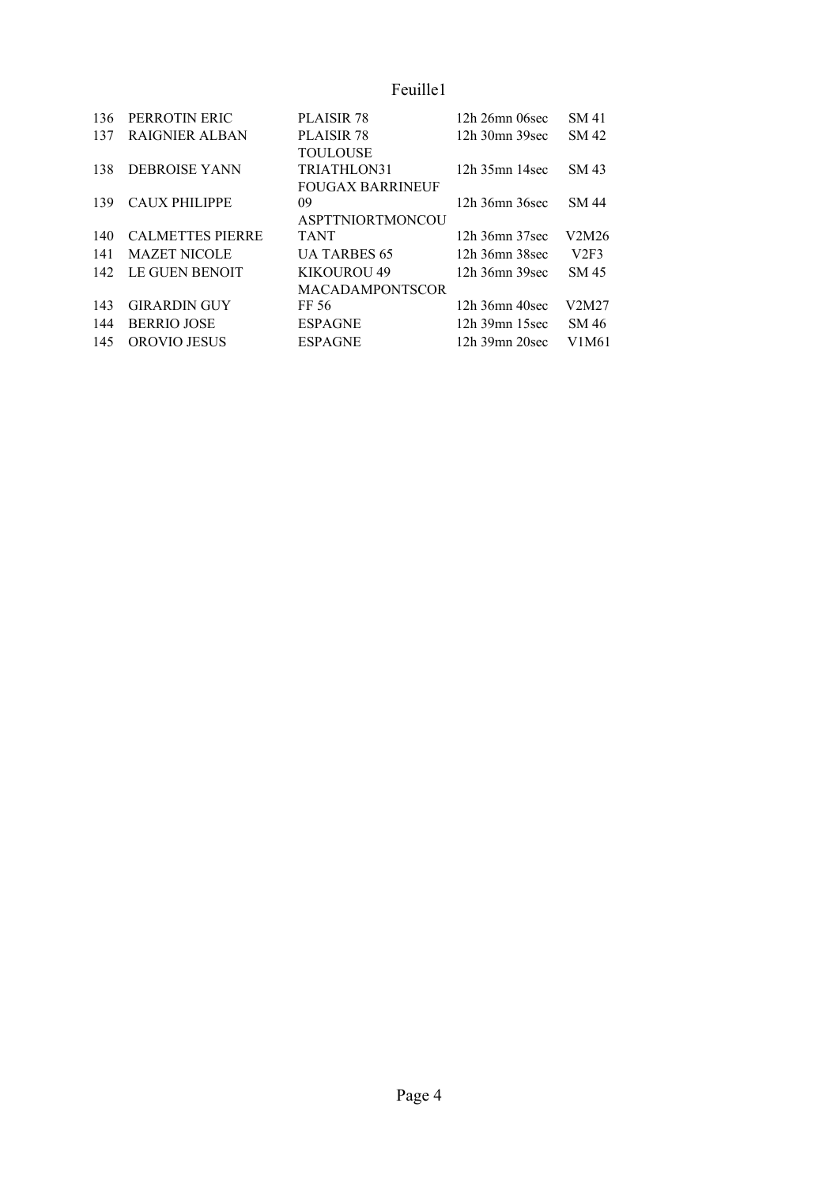| | | | | |
|---|---|---|---|---|
| 136 | PERROTIN ERIC | PLAISIR 78 | 12h 26mn 06sec | SM 41 |
| 137 | RAIGNIER ALBAN | PLAISIR 78 | 12h 30mn 39sec | SM 42 |
| 138 | DEBROISE YANN | TOULOUSE TRIATHLON31 | 12h 35mn 14sec | SM 43 |
| 139 | CAUX PHILIPPE | FOUGAX BARRINEUF 09 | 12h 36mn 36sec | SM 44 |
| 140 | CALMETTES PIERRE | ASPTTNIORTMONCOUTANT | 12h 36mn 37sec | V2M26 |
| 141 | MAZET NICOLE | UA TARBES 65 | 12h 36mn 38sec | V2F3 |
| 142 | LE GUEN BENOIT | KIKOUROU 49 | 12h 36mn 39sec | SM 45 |
| 143 | GIRARDIN GUY | MACADAMPONTSCORFF 56 | 12h 36mn 40sec | V2M27 |
| 144 | BERRIO JOSE | ESPAGNE | 12h 39mn 15sec | SM 46 |
| 145 | OROVIO JESUS | ESPAGNE | 12h 39mn 20sec | V1M61 |